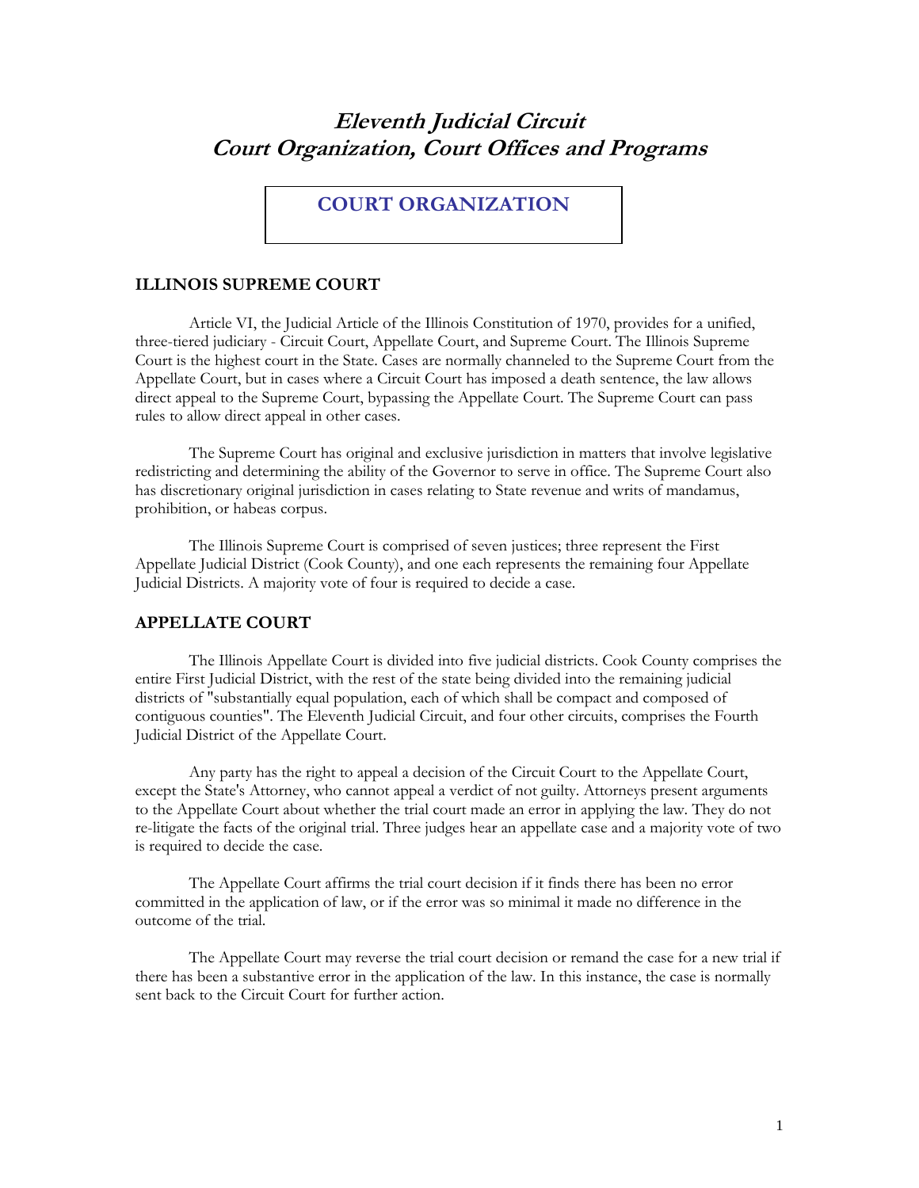# *Eleventh Judicial Circuit*
# *Court Organization, Court Offices and Programs*

## COURT ORGANIZATION

### ILLINOIS SUPREME COURT

Article VI, the Judicial Article of the Illinois Constitution of 1970, provides for a unified, three-tiered judiciary - Circuit Court, Appellate Court, and Supreme Court. The Illinois Supreme Court is the highest court in the State. Cases are normally channeled to the Supreme Court from the Appellate Court, but in cases where a Circuit Court has imposed a death sentence, the law allows direct appeal to the Supreme Court, bypassing the Appellate Court. The Supreme Court can pass rules to allow direct appeal in other cases.

The Supreme Court has original and exclusive jurisdiction in matters that involve legislative redistricting and determining the ability of the Governor to serve in office. The Supreme Court also has discretionary original jurisdiction in cases relating to State revenue and writs of mandamus, prohibition, or habeas corpus.

The Illinois Supreme Court is comprised of seven justices; three represent the First Appellate Judicial District (Cook County), and one each represents the remaining four Appellate Judicial Districts. A majority vote of four is required to decide a case.

### APPELLATE COURT

The Illinois Appellate Court is divided into five judicial districts. Cook County comprises the entire First Judicial District, with the rest of the state being divided into the remaining judicial districts of "substantially equal population, each of which shall be compact and composed of contiguous counties". The Eleventh Judicial Circuit, and four other circuits, comprises the Fourth Judicial District of the Appellate Court.

Any party has the right to appeal a decision of the Circuit Court to the Appellate Court, except the State's Attorney, who cannot appeal a verdict of not guilty. Attorneys present arguments to the Appellate Court about whether the trial court made an error in applying the law. They do not re-litigate the facts of the original trial. Three judges hear an appellate case and a majority vote of two is required to decide the case.

The Appellate Court affirms the trial court decision if it finds there has been no error committed in the application of law, or if the error was so minimal it made no difference in the outcome of the trial.

The Appellate Court may reverse the trial court decision or remand the case for a new trial if there has been a substantive error in the application of the law. In this instance, the case is normally sent back to the Circuit Court for further action.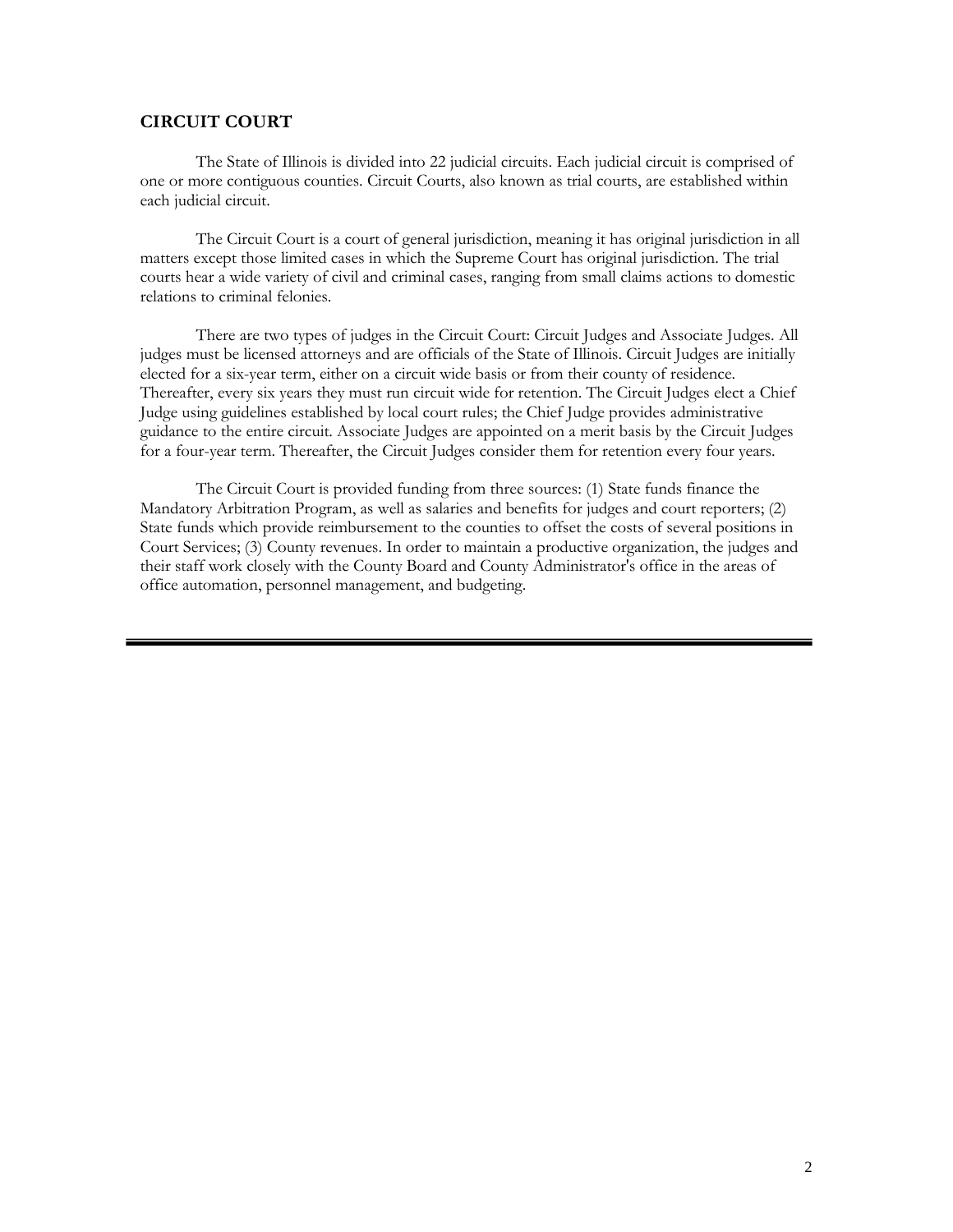## CIRCUIT COURT

The State of Illinois is divided into 22 judicial circuits. Each judicial circuit is comprised of one or more contiguous counties. Circuit Courts, also known as trial courts, are established within each judicial circuit.

The Circuit Court is a court of general jurisdiction, meaning it has original jurisdiction in all matters except those limited cases in which the Supreme Court has original jurisdiction. The trial courts hear a wide variety of civil and criminal cases, ranging from small claims actions to domestic relations to criminal felonies.

There are two types of judges in the Circuit Court: Circuit Judges and Associate Judges. All judges must be licensed attorneys and are officials of the State of Illinois. Circuit Judges are initially elected for a six-year term, either on a circuit wide basis or from their county of residence. Thereafter, every six years they must run circuit wide for retention. The Circuit Judges elect a Chief Judge using guidelines established by local court rules; the Chief Judge provides administrative guidance to the entire circuit. Associate Judges are appointed on a merit basis by the Circuit Judges for a four-year term. Thereafter, the Circuit Judges consider them for retention every four years.

The Circuit Court is provided funding from three sources: (1) State funds finance the Mandatory Arbitration Program, as well as salaries and benefits for judges and court reporters; (2) State funds which provide reimbursement to the counties to offset the costs of several positions in Court Services; (3) County revenues. In order to maintain a productive organization, the judges and their staff work closely with the County Board and County Administrator's office in the areas of office automation, personnel management, and budgeting.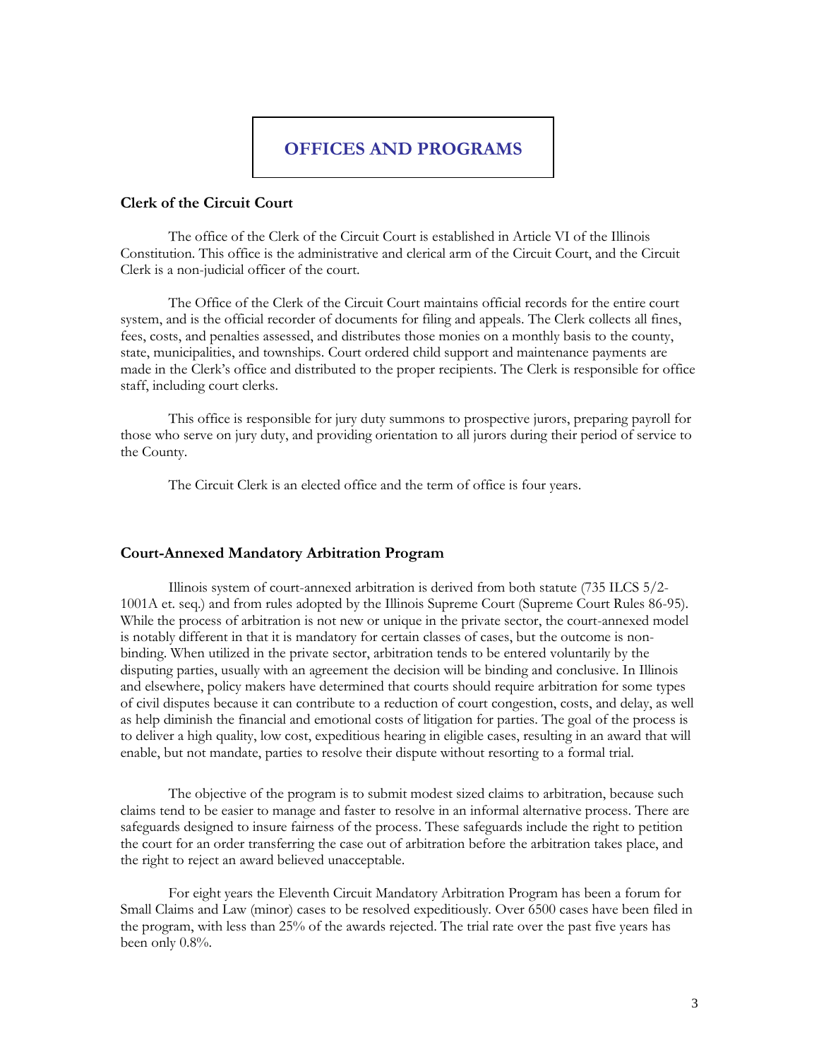# OFFICES AND PROGRAMS

## Clerk of the Circuit Court

The office of the Clerk of the Circuit Court is established in Article VI of the Illinois Constitution. This office is the administrative and clerical arm of the Circuit Court, and the Circuit Clerk is a non-judicial officer of the court.

The Office of the Clerk of the Circuit Court maintains official records for the entire court system, and is the official recorder of documents for filing and appeals. The Clerk collects all fines, fees, costs, and penalties assessed, and distributes those monies on a monthly basis to the county, state, municipalities, and townships. Court ordered child support and maintenance payments are made in the Clerk's office and distributed to the proper recipients. The Clerk is responsible for office staff, including court clerks.

This office is responsible for jury duty summons to prospective jurors, preparing payroll for those who serve on jury duty, and providing orientation to all jurors during their period of service to the County.

The Circuit Clerk is an elected office and the term of office is four years.

## Court-Annexed Mandatory Arbitration Program

Illinois system of court-annexed arbitration is derived from both statute (735 ILCS 5/2-1001A et. seq.) and from rules adopted by the Illinois Supreme Court (Supreme Court Rules 86-95). While the process of arbitration is not new or unique in the private sector, the court-annexed model is notably different in that it is mandatory for certain classes of cases, but the outcome is non-binding. When utilized in the private sector, arbitration tends to be entered voluntarily by the disputing parties, usually with an agreement the decision will be binding and conclusive. In Illinois and elsewhere, policy makers have determined that courts should require arbitration for some types of civil disputes because it can contribute to a reduction of court congestion, costs, and delay, as well as help diminish the financial and emotional costs of litigation for parties. The goal of the process is to deliver a high quality, low cost, expeditious hearing in eligible cases, resulting in an award that will enable, but not mandate, parties to resolve their dispute without resorting to a formal trial.

The objective of the program is to submit modest sized claims to arbitration, because such claims tend to be easier to manage and faster to resolve in an informal alternative process. There are safeguards designed to insure fairness of the process. These safeguards include the right to petition the court for an order transferring the case out of arbitration before the arbitration takes place, and the right to reject an award believed unacceptable.

For eight years the Eleventh Circuit Mandatory Arbitration Program has been a forum for Small Claims and Law (minor) cases to be resolved expeditiously. Over 6500 cases have been filed in the program, with less than 25% of the awards rejected. The trial rate over the past five years has been only 0.8%.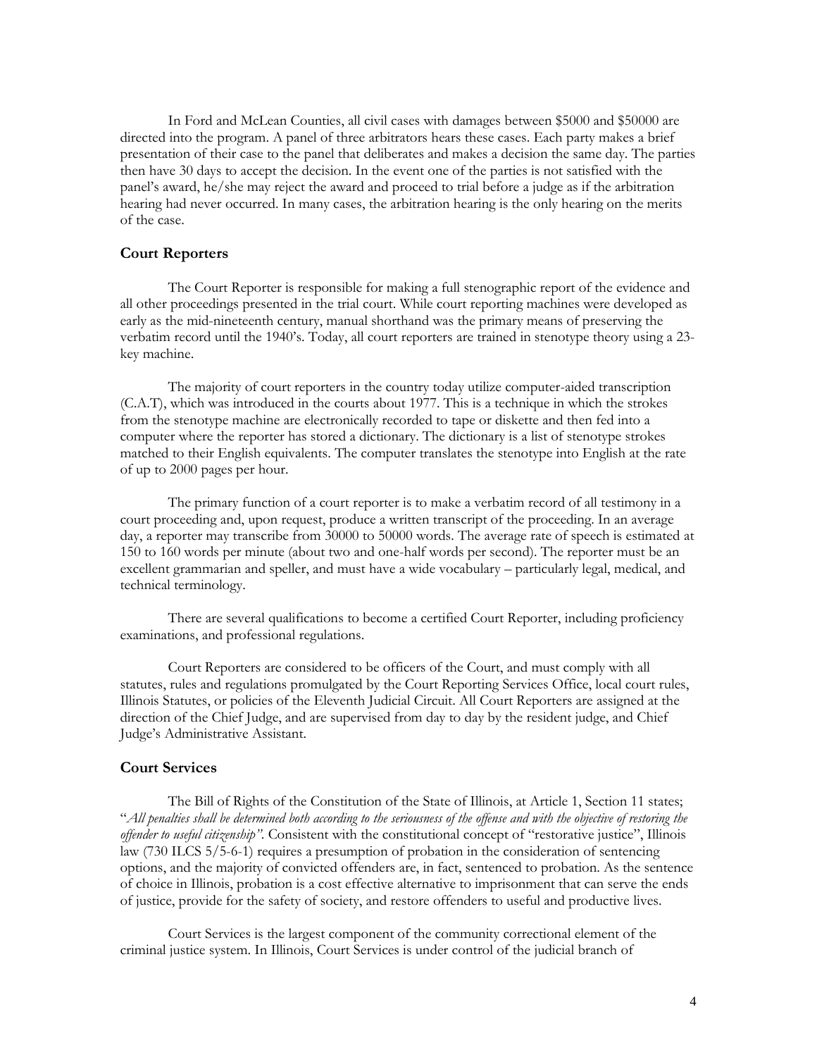In Ford and McLean Counties, all civil cases with damages between $5000 and $50000 are directed into the program. A panel of three arbitrators hears these cases. Each party makes a brief presentation of their case to the panel that deliberates and makes a decision the same day. The parties then have 30 days to accept the decision. In the event one of the parties is not satisfied with the panel's award, he/she may reject the award and proceed to trial before a judge as if the arbitration hearing had never occurred. In many cases, the arbitration hearing is the only hearing on the merits of the case.

### Court Reporters

The Court Reporter is responsible for making a full stenographic report of the evidence and all other proceedings presented in the trial court. While court reporting machines were developed as early as the mid-nineteenth century, manual shorthand was the primary means of preserving the verbatim record until the 1940's. Today, all court reporters are trained in stenotype theory using a 23-key machine.

The majority of court reporters in the country today utilize computer-aided transcription (C.A.T), which was introduced in the courts about 1977. This is a technique in which the strokes from the stenotype machine are electronically recorded to tape or diskette and then fed into a computer where the reporter has stored a dictionary. The dictionary is a list of stenotype strokes matched to their English equivalents. The computer translates the stenotype into English at the rate of up to 2000 pages per hour.

The primary function of a court reporter is to make a verbatim record of all testimony in a court proceeding and, upon request, produce a written transcript of the proceeding. In an average day, a reporter may transcribe from 30000 to 50000 words. The average rate of speech is estimated at 150 to 160 words per minute (about two and one-half words per second). The reporter must be an excellent grammarian and speller, and must have a wide vocabulary – particularly legal, medical, and technical terminology.

There are several qualifications to become a certified Court Reporter, including proficiency examinations, and professional regulations.

Court Reporters are considered to be officers of the Court, and must comply with all statutes, rules and regulations promulgated by the Court Reporting Services Office, local court rules, Illinois Statutes, or policies of the Eleventh Judicial Circuit. All Court Reporters are assigned at the direction of the Chief Judge, and are supervised from day to day by the resident judge, and Chief Judge's Administrative Assistant.

### Court Services

The Bill of Rights of the Constitution of the State of Illinois, at Article 1, Section 11 states; "*All penalties shall be determined both according to the seriousness of the offense and with the objective of restoring the offender to useful citizenship"*. Consistent with the constitutional concept of "restorative justice", Illinois law (730 ILCS 5/5-6-1) requires a presumption of probation in the consideration of sentencing options, and the majority of convicted offenders are, in fact, sentenced to probation. As the sentence of choice in Illinois, probation is a cost effective alternative to imprisonment that can serve the ends of justice, provide for the safety of society, and restore offenders to useful and productive lives.

Court Services is the largest component of the community correctional element of the criminal justice system. In Illinois, Court Services is under control of the judicial branch of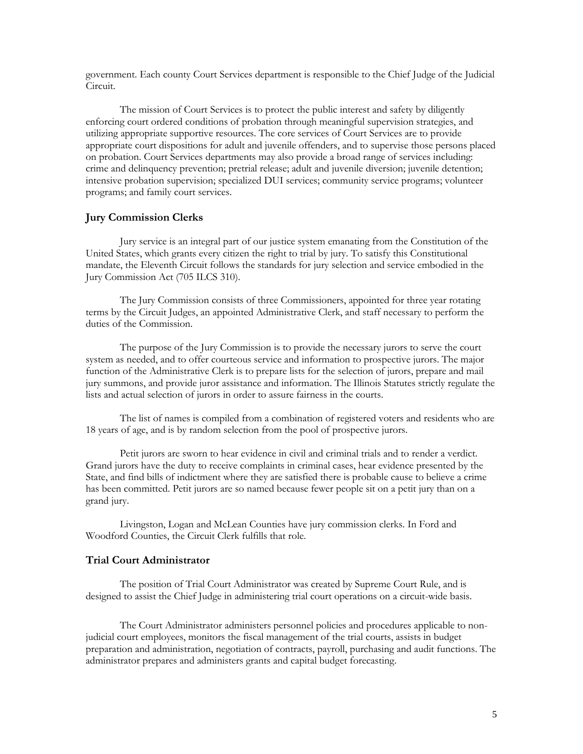government. Each county Court Services department is responsible to the Chief Judge of the Judicial Circuit.

The mission of Court Services is to protect the public interest and safety by diligently enforcing court ordered conditions of probation through meaningful supervision strategies, and utilizing appropriate supportive resources. The core services of Court Services are to provide appropriate court dispositions for adult and juvenile offenders, and to supervise those persons placed on probation. Court Services departments may also provide a broad range of services including: crime and delinquency prevention; pretrial release; adult and juvenile diversion; juvenile detention; intensive probation supervision; specialized DUI services; community service programs; volunteer programs; and family court services.

### Jury Commission Clerks

Jury service is an integral part of our justice system emanating from the Constitution of the United States, which grants every citizen the right to trial by jury. To satisfy this Constitutional mandate, the Eleventh Circuit follows the standards for jury selection and service embodied in the Jury Commission Act (705 ILCS 310).

The Jury Commission consists of three Commissioners, appointed for three year rotating terms by the Circuit Judges, an appointed Administrative Clerk, and staff necessary to perform the duties of the Commission.

The purpose of the Jury Commission is to provide the necessary jurors to serve the court system as needed, and to offer courteous service and information to prospective jurors. The major function of the Administrative Clerk is to prepare lists for the selection of jurors, prepare and mail jury summons, and provide juror assistance and information. The Illinois Statutes strictly regulate the lists and actual selection of jurors in order to assure fairness in the courts.

The list of names is compiled from a combination of registered voters and residents who are 18 years of age, and is by random selection from the pool of prospective jurors.

Petit jurors are sworn to hear evidence in civil and criminal trials and to render a verdict. Grand jurors have the duty to receive complaints in criminal cases, hear evidence presented by the State, and find bills of indictment where they are satisfied there is probable cause to believe a crime has been committed. Petit jurors are so named because fewer people sit on a petit jury than on a grand jury.

Livingston, Logan and McLean Counties have jury commission clerks. In Ford and Woodford Counties, the Circuit Clerk fulfills that role.

### Trial Court Administrator

The position of Trial Court Administrator was created by Supreme Court Rule, and is designed to assist the Chief Judge in administering trial court operations on a circuit-wide basis.

The Court Administrator administers personnel policies and procedures applicable to non-judicial court employees, monitors the fiscal management of the trial courts, assists in budget preparation and administration, negotiation of contracts, payroll, purchasing and audit functions. The administrator prepares and administers grants and capital budget forecasting.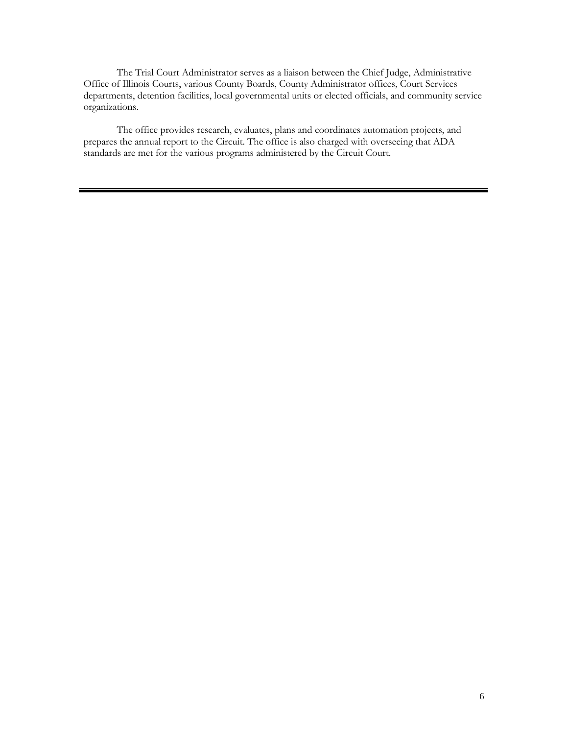The Trial Court Administrator serves as a liaison between the Chief Judge, Administrative Office of Illinois Courts, various County Boards, County Administrator offices, Court Services departments, detention facilities, local governmental units or elected officials, and community service organizations.

The office provides research, evaluates, plans and coordinates automation projects, and prepares the annual report to the Circuit. The office is also charged with overseeing that ADA standards are met for the various programs administered by the Circuit Court.